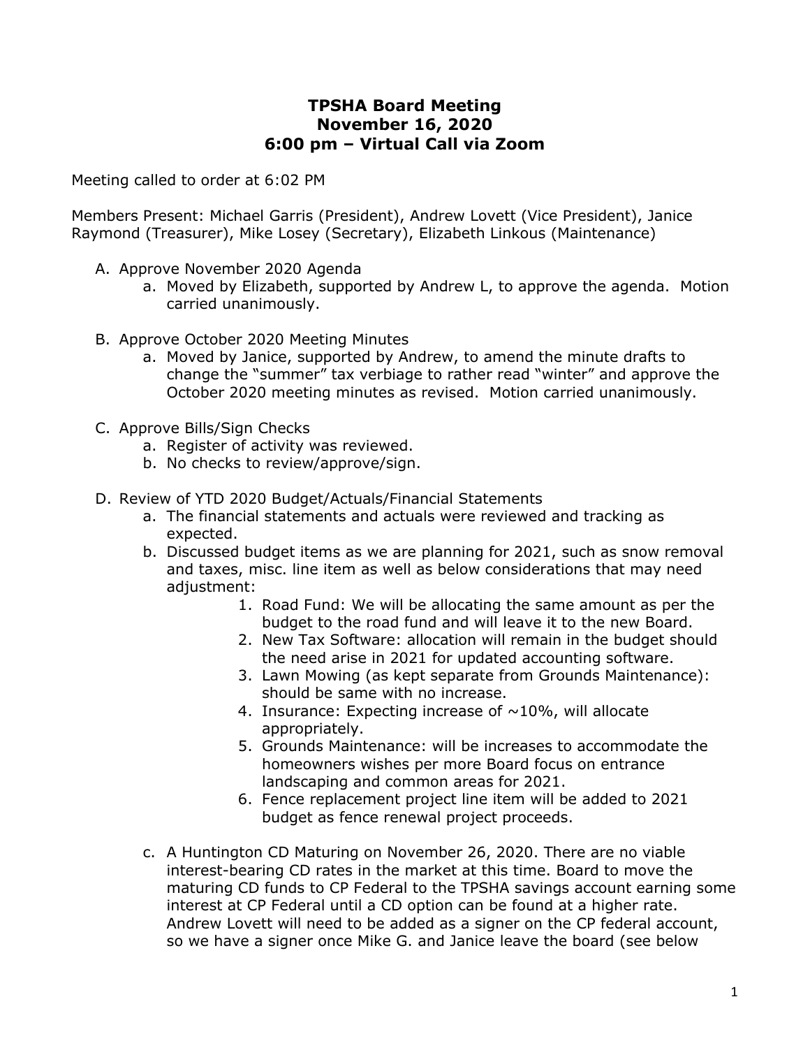# TPSHA Board Meeting
# November 16, 2020
# 6:00 pm – Virtual Call via Zoom

Meeting called to order at 6:02 PM

Members Present: Michael Garris (President), Andrew Lovett (Vice President), Janice Raymond (Treasurer), Mike Losey (Secretary), Elizabeth Linkous (Maintenance)

A. Approve November 2020 Agenda
   a. Moved by Elizabeth, supported by Andrew L, to approve the agenda. Motion carried unanimously.

B. Approve October 2020 Meeting Minutes
   a. Moved by Janice, supported by Andrew, to amend the minute drafts to change the "summer" tax verbiage to rather read "winter" and approve the October 2020 meeting minutes as revised. Motion carried unanimously.

C. Approve Bills/Sign Checks
   a. Register of activity was reviewed.
   b. No checks to review/approve/sign.

D. Review of YTD 2020 Budget/Actuals/Financial Statements
   a. The financial statements and actuals were reviewed and tracking as expected.
   b. Discussed budget items as we are planning for 2021, such as snow removal and taxes, misc. line item as well as below considerations that may need adjustment:
      1. Road Fund: We will be allocating the same amount as per the budget to the road fund and will leave it to the new Board.
      2. New Tax Software: allocation will remain in the budget should the need arise in 2021 for updated accounting software.
      3. Lawn Mowing (as kept separate from Grounds Maintenance): should be same with no increase.
      4. Insurance: Expecting increase of ~10%, will allocate appropriately.
      5. Grounds Maintenance: will be increases to accommodate the homeowners wishes per more Board focus on entrance landscaping and common areas for 2021.
      6. Fence replacement project line item will be added to 2021 budget as fence renewal project proceeds.

   c. A Huntington CD Maturing on November 26, 2020. There are no viable interest-bearing CD rates in the market at this time. Board to move the maturing CD funds to CP Federal to the TPSHA savings account earning some interest at CP Federal until a CD option can be found at a higher rate. Andrew Lovett will need to be added as a signer on the CP federal account, so we have a signer once Mike G. and Janice leave the board (see below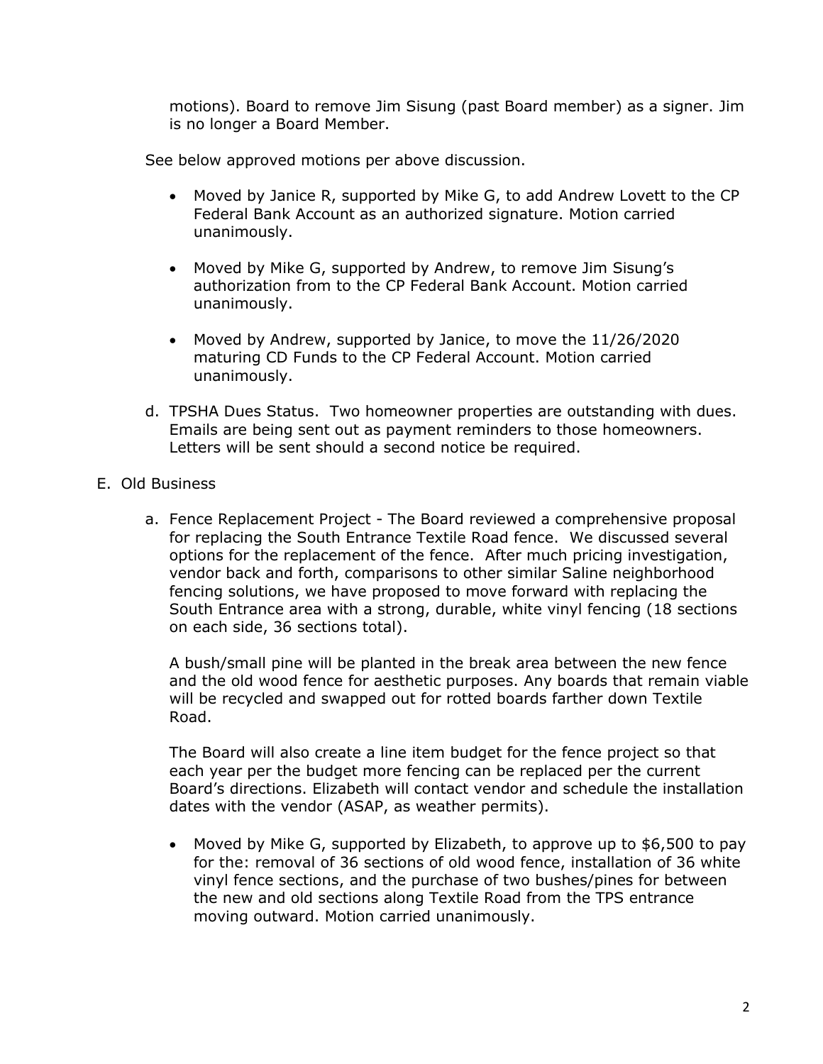motions). Board to remove Jim Sisung (past Board member) as a signer. Jim is no longer a Board Member.

See below approved motions per above discussion.

- Moved by Janice R, supported by Mike G, to add Andrew Lovett to the CP Federal Bank Account as an authorized signature. Motion carried unanimously.
- Moved by Mike G, supported by Andrew, to remove Jim Sisung's authorization from to the CP Federal Bank Account. Motion carried unanimously.
- Moved by Andrew, supported by Janice, to move the 11/26/2020 maturing CD Funds to the CP Federal Account. Motion carried unanimously.

d. TPSHA Dues Status. Two homeowner properties are outstanding with dues. Emails are being sent out as payment reminders to those homeowners. Letters will be sent should a second notice be required.

E. Old Business

a. Fence Replacement Project - The Board reviewed a comprehensive proposal for replacing the South Entrance Textile Road fence. We discussed several options for the replacement of the fence. After much pricing investigation, vendor back and forth, comparisons to other similar Saline neighborhood fencing solutions, we have proposed to move forward with replacing the South Entrance area with a strong, durable, white vinyl fencing (18 sections on each side, 36 sections total).

A bush/small pine will be planted in the break area between the new fence and the old wood fence for aesthetic purposes. Any boards that remain viable will be recycled and swapped out for rotted boards farther down Textile Road.

The Board will also create a line item budget for the fence project so that each year per the budget more fencing can be replaced per the current Board's directions. Elizabeth will contact vendor and schedule the installation dates with the vendor (ASAP, as weather permits).

- Moved by Mike G, supported by Elizabeth, to approve up to $6,500 to pay for the: removal of 36 sections of old wood fence, installation of 36 white vinyl fence sections, and the purchase of two bushes/pines for between the new and old sections along Textile Road from the TPS entrance moving outward. Motion carried unanimously.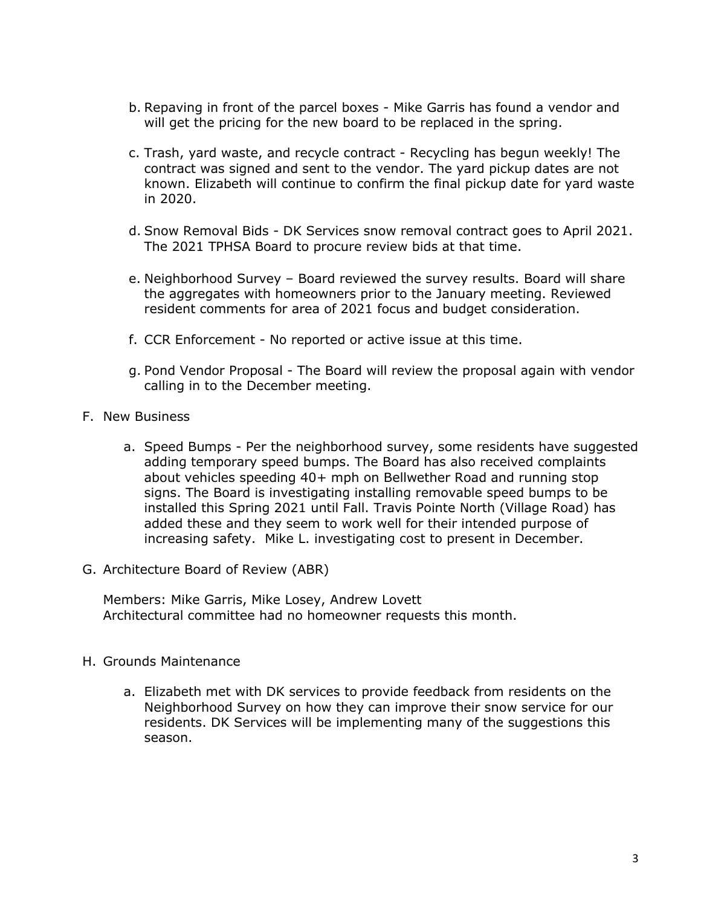b. Repaving in front of the parcel boxes - Mike Garris has found a vendor and will get the pricing for the new board to be replaced in the spring.

c. Trash, yard waste, and recycle contract - Recycling has begun weekly! The contract was signed and sent to the vendor. The yard pickup dates are not known. Elizabeth will continue to confirm the final pickup date for yard waste in 2020.

d. Snow Removal Bids - DK Services snow removal contract goes to April 2021. The 2021 TPHSA Board to procure review bids at that time.

e. Neighborhood Survey – Board reviewed the survey results. Board will share the aggregates with homeowners prior to the January meeting. Reviewed resident comments for area of 2021 focus and budget consideration.

f. CCR Enforcement - No reported or active issue at this time.

g. Pond Vendor Proposal - The Board will review the proposal again with vendor calling in to the December meeting.

F. New Business

a. Speed Bumps - Per the neighborhood survey, some residents have suggested adding temporary speed bumps. The Board has also received complaints about vehicles speeding 40+ mph on Bellwether Road and running stop signs. The Board is investigating installing removable speed bumps to be installed this Spring 2021 until Fall. Travis Pointe North (Village Road) has added these and they seem to work well for their intended purpose of increasing safety. Mike L. investigating cost to present in December.

G. Architecture Board of Review (ABR)

Members: Mike Garris, Mike Losey, Andrew Lovett
Architectural committee had no homeowner requests this month.

H. Grounds Maintenance

a. Elizabeth met with DK services to provide feedback from residents on the Neighborhood Survey on how they can improve their snow service for our residents. DK Services will be implementing many of the suggestions this season.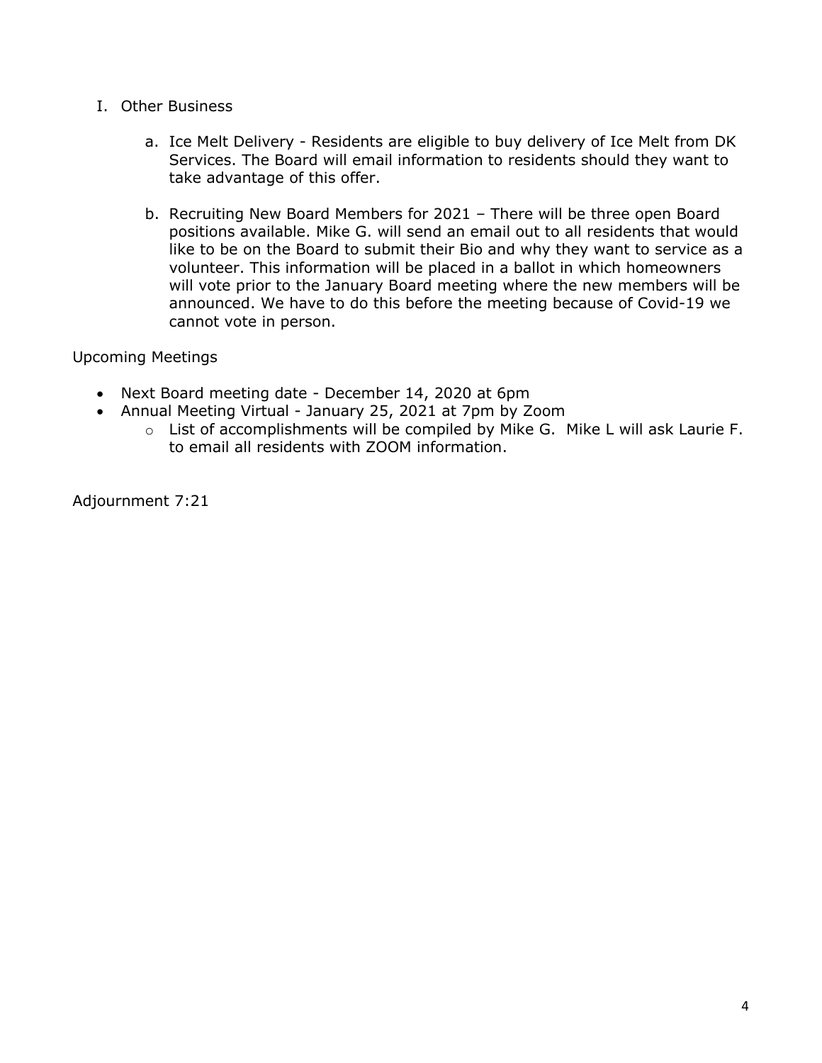I. Other Business

   a. Ice Melt Delivery - Residents are eligible to buy delivery of Ice Melt from DK Services. The Board will email information to residents should they want to take advantage of this offer.

   b. Recruiting New Board Members for 2021 – There will be three open Board positions available. Mike G. will send an email out to all residents that would like to be on the Board to submit their Bio and why they want to service as a volunteer. This information will be placed in a ballot in which homeowners will vote prior to the January Board meeting where the new members will be announced. We have to do this before the meeting because of Covid-19 we cannot vote in person.

Upcoming Meetings

- Next Board meeting date - December 14, 2020 at 6pm
- Annual Meeting Virtual - January 25, 2021 at 7pm by Zoom
  - List of accomplishments will be compiled by Mike G. Mike L will ask Laurie F. to email all residents with ZOOM information.

Adjournment 7:21